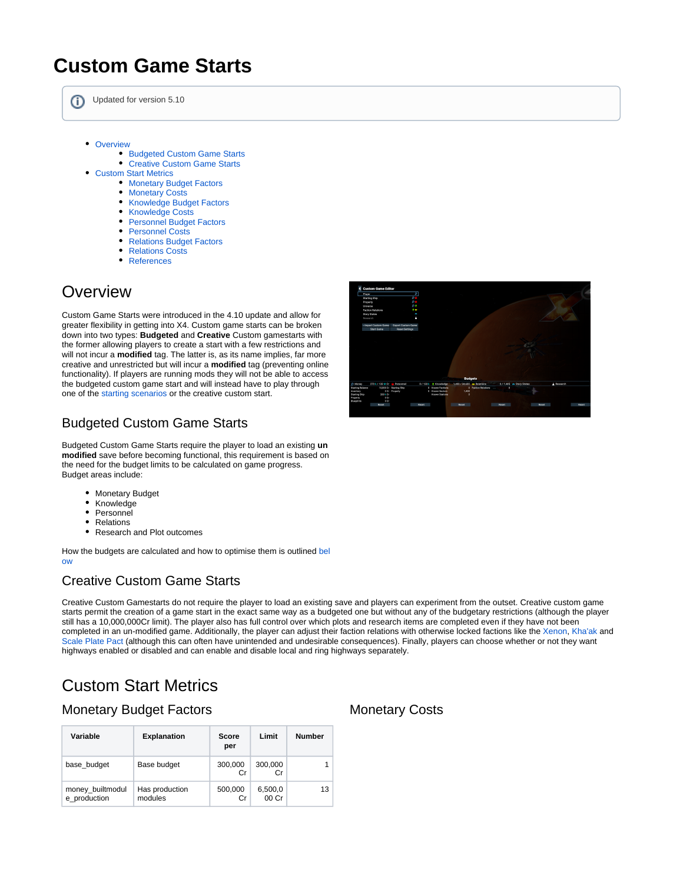# Custom Game Starts

Updated for version 5.10

- Overview
    - Budgeted Custom Game Starts
    - Creative Custom Game Starts
- Custom Start Metrics
    - Monetary Budget Factors
    - Monetary Costs
    - Knowledge Budget Factors
    - Knowledge Costs
    - Personnel Budget Factors
    - Personnel Costs
    - Relations Budget Factors
    - Relations Costs
    - References

## Overview

Custom Game Starts were introduced in the 4.10 update and allow for greater flexibility in getting into X4. Custom game starts can be broken down into two types: **Budgeted** and **Creative** Custom gamestarts with the former allowing players to create a start with a few restrictions and will not incur a **modified** tag. The latter is, as its name implies, far more creative and unrestricted but will incur a **modified** tag (preventing online functionality). If players are running mods they will not be able to access the budgeted custom game start and will instead have to play through one of the starting scenarios or the creative custom start.

### Budgeted Custom Game Starts

Budgeted Custom Game Starts require the player to load an existing **un modified** save before becoming functional, this requirement is based on the need for the budget limits to be calculated on game progress. Budget areas include:

- Monetary Budget
- Knowledge
- Personnel
- Relations
- Research and Plot outcomes

How the budgets are calculated and how to optimise them is outlined below

### Creative Custom Game Starts

Creative Custom Gamestarts do not require the player to load an existing save and players can experiment from the outset. Creative custom game starts permit the creation of a game start in the exact same way as a budgeted one but without any of the budgetary restrictions (although the player still has a 10,000,000Cr limit). The player also has full control over which plots and research items are completed even if they have not been completed in an un-modified game. Additionally, the player can adjust their faction relations with otherwise locked factions like the Xenon, Kha'ak and Scale Plate Pact (although this can often have unintended and undesirable consequences). Finally, players can choose whether or not they want highways enabled or disabled and can enable and disable local and ring highways separately.

## Custom Start Metrics

### Monetary Budget Factors

| Variable | Explanation | Score per | Limit | Number |
|---|---|---|---|---|
| base_budget | Base budget | 300,000 Cr | 300,000 Cr | 1 |
| money_builtmodule_production | Has production modules | 500,000 Cr | 6,500,000 Cr | 13 |

### Monetary Costs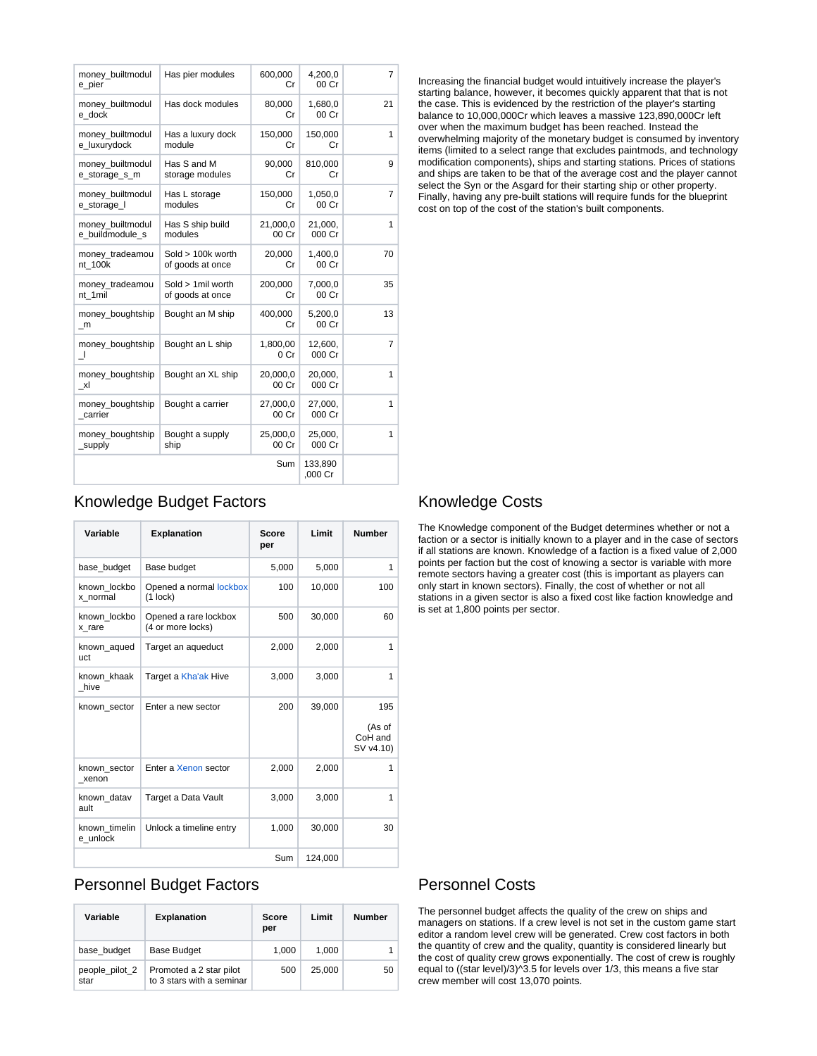| | | | | |
|---|---|---|---|---|
| money_builtmodule_pier | Has pier modules | 600,000 Cr | 4,200,000 Cr | 7 |
| money_builtmodule_dock | Has dock modules | 80,000 Cr | 1,680,000 Cr | 21 |
| money_builtmodule_luxurydock | Has a luxury dock module | 150,000 Cr | 150,000 Cr | 1 |
| money_builtmodule_storage_s_m | Has S and M storage modules | 90,000 Cr | 810,000 Cr | 9 |
| money_builtmodule_storage_l | Has L storage modules | 150,000 Cr | 1,050,000 Cr | 7 |
| money_builtmodule_buildmodule_s | Has S ship build modules | 21,000,000 Cr | 21,000,000 Cr | 1 |
| money_tradeamount_100k | Sold > 100k worth of goods at once | 20,000 Cr | 1,400,000 Cr | 70 |
| money_tradeamount_1mil | Sold > 1mil worth of goods at once | 200,000 Cr | 7,000,000 Cr | 35 |
| money_boughtship_m | Bought an M ship | 400,000 Cr | 5,200,000 Cr | 13 |
| money_boughtship_l | Bought an L ship | 1,800,000 Cr | 12,600,000 Cr | 7 |
| money_boughtship_xl | Bought an XL ship | 20,000,000 Cr | 20,000,000 Cr | 1 |
| money_boughtship_carrier | Bought a carrier | 27,000,000 Cr | 27,000,000 Cr | 1 |
| money_boughtship_supply | Bought a supply ship | 25,000,000 Cr | 25,000,000 Cr | 1 |
| | | Sum | 133,890,000 Cr | |

Increasing the financial budget would intuitively increase the player's starting balance, however, it becomes quickly apparent that that is not the case. This is evidenced by the restriction of the player's starting balance to 10,000,000Cr which leaves a massive 123,890,000Cr left over when the maximum budget has been reached. Instead the overwhelming majority of the monetary budget is consumed by inventory items (limited to a select range that excludes paintmods, and technology modification components), ships and starting stations. Prices of stations and ships are taken to be that of the average cost and the player cannot select the Syn or the Asgard for their starting ship or other property. Finally, having any pre-built stations will require funds for the blueprint cost on top of the cost of the station's built components.

## Knowledge Budget Factors

| Variable | Explanation | Score per | Limit | Number |
|---|---|---|---|---|
| base_budget | Base budget | 5,000 | 5,000 | 1 |
| known_lockbox_normal | Opened a normal lockbox (1 lock) | 100 | 10,000 | 100 |
| known_lockbox_rare | Opened a rare lockbox (4 or more locks) | 500 | 30,000 | 60 |
| known_aqueduct | Target an aqueduct | 2,000 | 2,000 | 1 |
| known_khaak_hive | Target a Kha'ak Hive | 3,000 | 3,000 | 1 |
| known_sector | Enter a new sector | 200 | 39,000 | 195 (As of CoH and SV v4.10) |
| known_sector_xenon | Enter a Xenon sector | 2,000 | 2,000 | 1 |
| known_datavault | Target a Data Vault | 3,000 | 3,000 | 1 |
| known_timeline_unlock | Unlock a timeline entry | 1,000 | 30,000 | 30 |
| | | Sum | 124,000 | |

## Knowledge Costs

The Knowledge component of the Budget determines whether or not a faction or a sector is initially known to a player and in the case of sectors if all stations are known. Knowledge of a faction is a fixed value of 2,000 points per faction but the cost of knowing a sector is variable with more remote sectors having a greater cost (this is important as players can only start in known sectors). Finally, the cost of whether or not all stations in a given sector is also a fixed cost like faction knowledge and is set at 1,800 points per sector.

## Personnel Budget Factors

| Variable | Explanation | Score per | Limit | Number |
|---|---|---|---|---|
| base_budget | Base Budget | 1,000 | 1,000 | 1 |
| people_pilot_2star | Promoted a 2 star pilot to 3 stars with a seminar | 500 | 25,000 | 50 |

## Personnel Costs

The personnel budget affects the quality of the crew on ships and managers on stations. If a crew level is not set in the custom game start editor a random level crew will be generated. Crew cost factors in both the quantity of crew and the quality, quantity is considered linearly but the cost of quality crew grows exponentially. The cost of crew is roughly equal to ((star level)/3)^3.5 for levels over 1/3, this means a five star crew member will cost 13,070 points.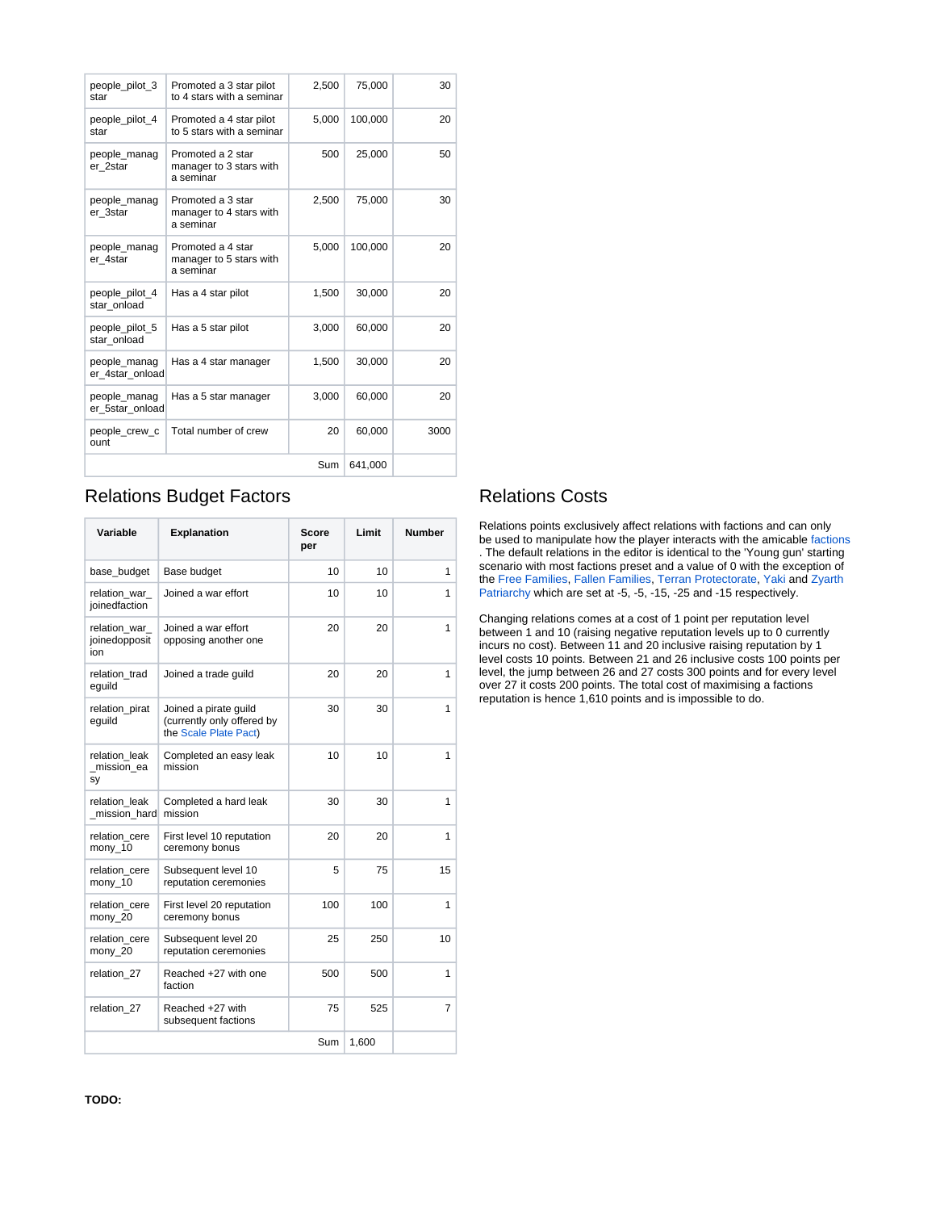| | | | | |
|---|---|---|---|---|
| people_pilot_3star | Promoted a 3 star pilot to 4 stars with a seminar | 2,500 | 75,000 | 30 |
| people_pilot_4star | Promoted a 4 star pilot to 5 stars with a seminar | 5,000 | 100,000 | 20 |
| people_manager_2star | Promoted a 2 star manager to 3 stars with a seminar | 500 | 25,000 | 50 |
| people_manager_3star | Promoted a 3 star manager to 4 stars with a seminar | 2,500 | 75,000 | 30 |
| people_manager_4star | Promoted a 4 star manager to 5 stars with a seminar | 5,000 | 100,000 | 20 |
| people_pilot_4star_onload | Has a 4 star pilot | 1,500 | 30,000 | 20 |
| people_pilot_5star_onload | Has a 5 star pilot | 3,000 | 60,000 | 20 |
| people_manager_4star_onload | Has a 4 star manager | 1,500 | 30,000 | 20 |
| people_manager_5star_onload | Has a 5 star manager | 3,000 | 60,000 | 20 |
| people_crew_count | Total number of crew | 20 | 60,000 | 3000 |
| | | Sum | 641,000 | |

## Relations Budget Factors

| Variable | Explanation | Score per | Limit | Number |
|---|---|---|---|---|
| base_budget | Base budget | 10 | 10 | 1 |
| relation_war_joinedfaction | Joined a war effort | 10 | 10 | 1 |
| relation_war_joinedopposition | Joined a war effort opposing another one | 20 | 20 | 1 |
| relation_tradeguild | Joined a trade guild | 20 | 20 | 1 |
| relation_pirateguild | Joined a pirate guild (currently only offered by the Scale Plate Pact) | 30 | 30 | 1 |
| relation_leak_mission_easy | Completed an easy leak mission | 10 | 10 | 1 |
| relation_leak_mission_hard | Completed a hard leak mission | 30 | 30 | 1 |
| relation_ceremony_10 | First level 10 reputation ceremony bonus | 20 | 20 | 1 |
| relation_ceremony_10 | Subsequent level 10 reputation ceremonies | 5 | 75 | 15 |
| relation_ceremony_20 | First level 20 reputation ceremony bonus | 100 | 100 | 1 |
| relation_ceremony_20 | Subsequent level 20 reputation ceremonies | 25 | 250 | 10 |
| relation_27 | Reached +27 with one faction | 500 | 500 | 1 |
| relation_27 | Reached +27 with subsequent factions | 75 | 525 | 7 |
| | | Sum | 1,600 | |

## Relations Costs

Relations points exclusively affect relations with factions and can only be used to manipulate how the player interacts with the amicable factions . The default relations in the editor is identical to the 'Young gun' starting scenario with most factions preset and a value of 0 with the exception of the Free Families, Fallen Families, Terran Protectorate, Yaki and Zyarth Patriarchy which are set at -5, -5, -15, -25 and -15 respectively.

Changing relations comes at a cost of 1 point per reputation level between 1 and 10 (raising negative reputation levels up to 0 currently incurs no cost). Between 11 and 20 inclusive raising reputation by 1 level costs 10 points. Between 21 and 26 inclusive costs 100 points per level, the jump between 26 and 27 costs 300 points and for every level over 27 it costs 200 points. The total cost of maximising a factions reputation is hence 1,610 points and is impossible to do.

**TODO:**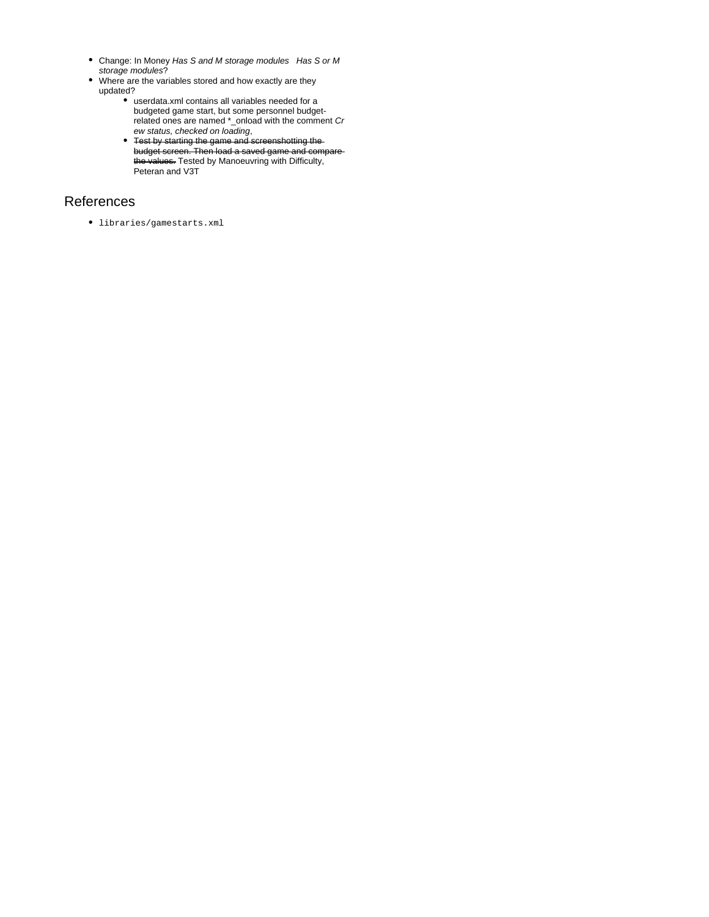- Change: In Money *Has S and M storage modules*   *Has S or M storage modules*?
- Where are the variables stored and how exactly are they updated?
    - userdata.xml contains all variables needed for a budgeted game start, but some personnel budget-related ones are named *_onload with the comment *Crew status, checked on loading*,
    - ~~Test by starting the game and screenshotting the budget screen. Then load a saved game and compare the values.~~ Tested by Manoeuvring with Difficulty, Peteran and V3T

## References

- `libraries/gamestarts.xml`